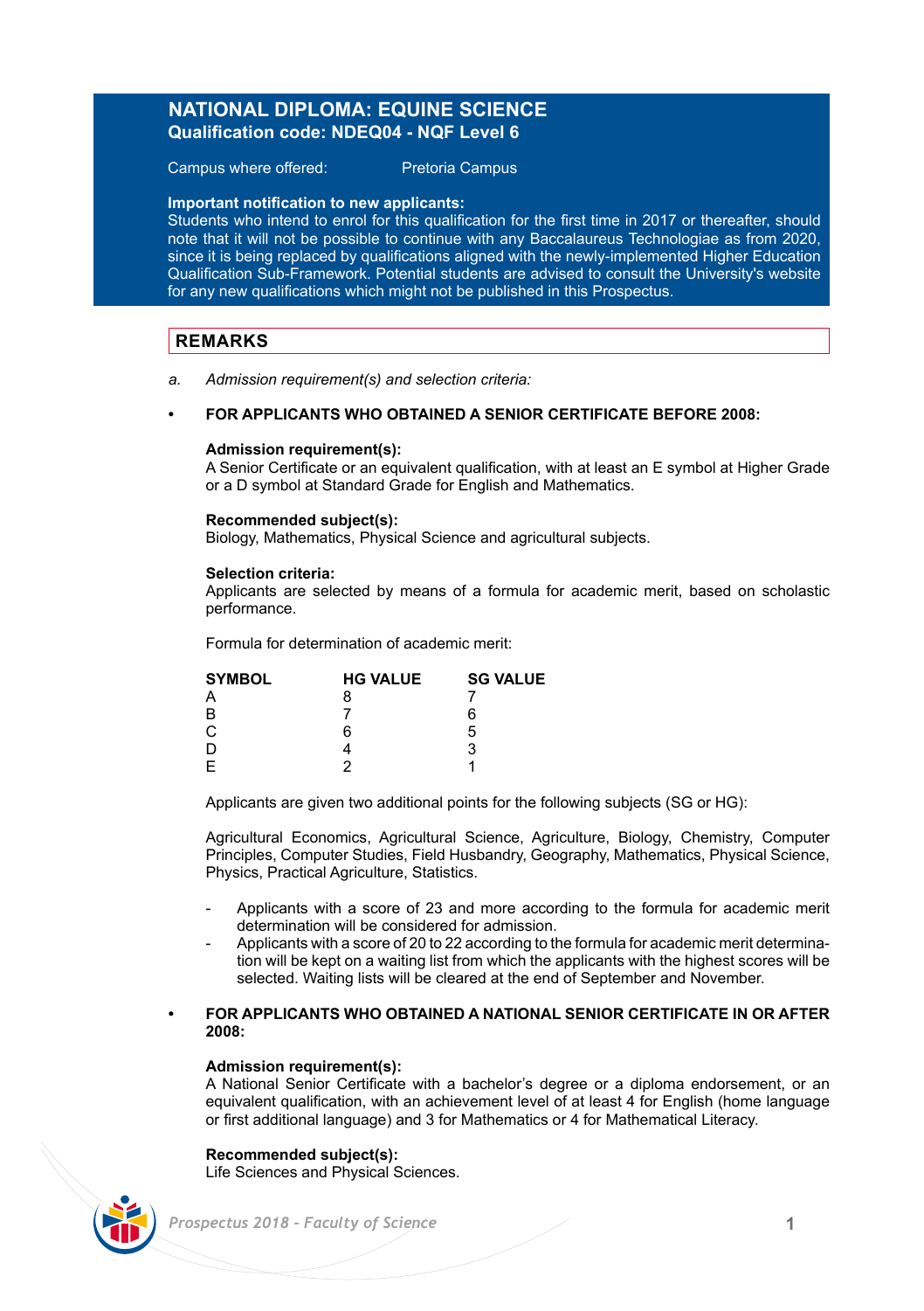# NATIONAL DIPLOMA: EQUINE SCIENCE

## Qualification code: NDEQ04 - NQF Level 6

Campus where offered: Pretoria Campus

**Important notification to new applicants:**
Students who intend to enrol for this qualification for the first time in 2017 or thereafter, should note that it will not be possible to continue with any Baccalaureus Technologiae as from 2020, since it is being replaced by qualifications aligned with the newly-implemented Higher Education Qualification Sub-Framework. Potential students are advised to consult the University's website for any new qualifications which might not be published in this Prospectus.

## REMARKS

a. *Admission requirement(s) and selection criteria:*

- **FOR APPLICANTS WHO OBTAINED A SENIOR CERTIFICATE BEFORE 2008:**

**Admission requirement(s):**
A Senior Certificate or an equivalent qualification, with at least an E symbol at Higher Grade or a D symbol at Standard Grade for English and Mathematics.

**Recommended subject(s):**
Biology, Mathematics, Physical Science and agricultural subjects.

**Selection criteria:**
Applicants are selected by means of a formula for academic merit, based on scholastic performance.

Formula for determination of academic merit:

| SYMBOL | HG VALUE | SG VALUE |
|---|---|---|
| A | 8 | 7 |
| B | 7 | 6 |
| C | 6 | 5 |
| D | 4 | 3 |
| E | 2 | 1 |

Applicants are given two additional points for the following subjects (SG or HG):

Agricultural Economics, Agricultural Science, Agriculture, Biology, Chemistry, Computer Principles, Computer Studies, Field Husbandry, Geography, Mathematics, Physical Science, Physics, Practical Agriculture, Statistics.

- Applicants with a score of 23 and more according to the formula for academic merit determination will be considered for admission.
- Applicants with a score of 20 to 22 according to the formula for academic merit determination will be kept on a waiting list from which the applicants with the highest scores will be selected. Waiting lists will be cleared at the end of September and November.

- **FOR APPLICANTS WHO OBTAINED A NATIONAL SENIOR CERTIFICATE IN OR AFTER 2008:**

**Admission requirement(s):**
A National Senior Certificate with a bachelor's degree or a diploma endorsement, or an equivalent qualification, with an achievement level of at least 4 for English (home language or first additional language) and 3 for Mathematics or 4 for Mathematical Literacy.

**Recommended subject(s):**
Life Sciences and Physical Sciences.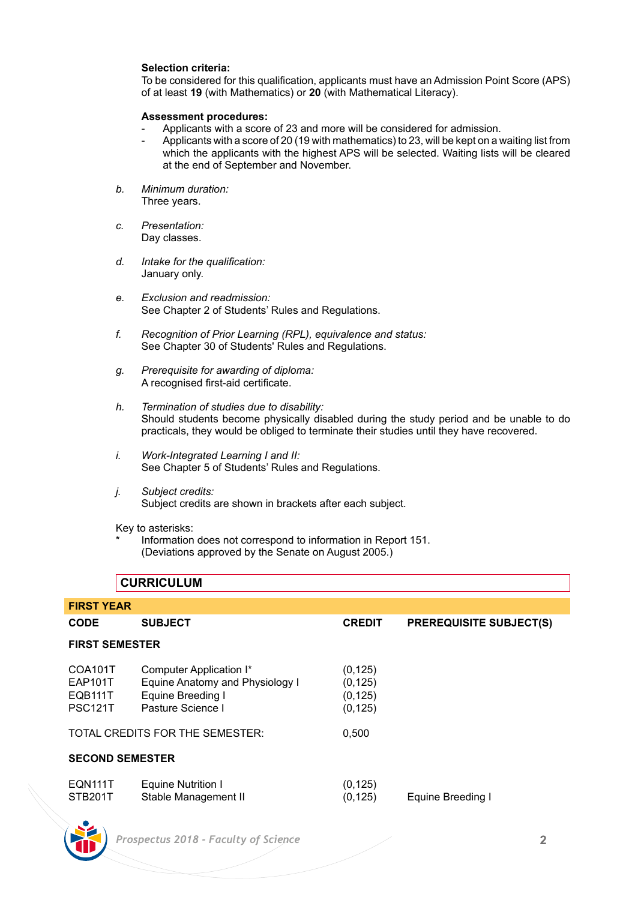**Selection criteria:**
To be considered for this qualification, applicants must have an Admission Point Score (APS) of at least **19** (with Mathematics) or **20** (with Mathematical Literacy).

**Assessment procedures:**
- Applicants with a score of 23 and more will be considered for admission.
- Applicants with a score of 20 (19 with mathematics) to 23, will be kept on a waiting list from which the applicants with the highest APS will be selected. Waiting lists will be cleared at the end of September and November.

b. *Minimum duration:*
Three years.

c. *Presentation:*
Day classes.

d. *Intake for the qualification:*
January only.

e. *Exclusion and readmission:*
See Chapter 2 of Students' Rules and Regulations.

f. *Recognition of Prior Learning (RPL), equivalence and status:*
See Chapter 30 of Students' Rules and Regulations.

g. *Prerequisite for awarding of diploma:*
A recognised first-aid certificate.

h. *Termination of studies due to disability:*
Should students become physically disabled during the study period and be unable to do practicals, they would be obliged to terminate their studies until they have recovered.

i. *Work-Integrated Learning I and II:*
See Chapter 5 of Students' Rules and Regulations.

j. *Subject credits:*
Subject credits are shown in brackets after each subject.

Key to asterisks:
\* Information does not correspond to information in Report 151. (Deviations approved by the Senate on August 2005.)

## CURRICULUM

### FIRST YEAR

| CODE | SUBJECT | CREDIT | PREREQUISITE SUBJECT(S) |
|---|---|---|---|
| **FIRST SEMESTER** | | | |
| COA101T | Computer Application I* | (0,125) | |
| EAP101T | Equine Anatomy and Physiology I | (0,125) | |
| EQB111T | Equine Breeding I | (0,125) | |
| PSC121T | Pasture Science I | (0,125) | |
| TOTAL CREDITS FOR THE SEMESTER: | | 0,500 | |
| **SECOND SEMESTER** | | | |
| EQN111T | Equine Nutrition I | (0,125) | |
| STB201T | Stable Management II | (0,125) | Equine Breeding I |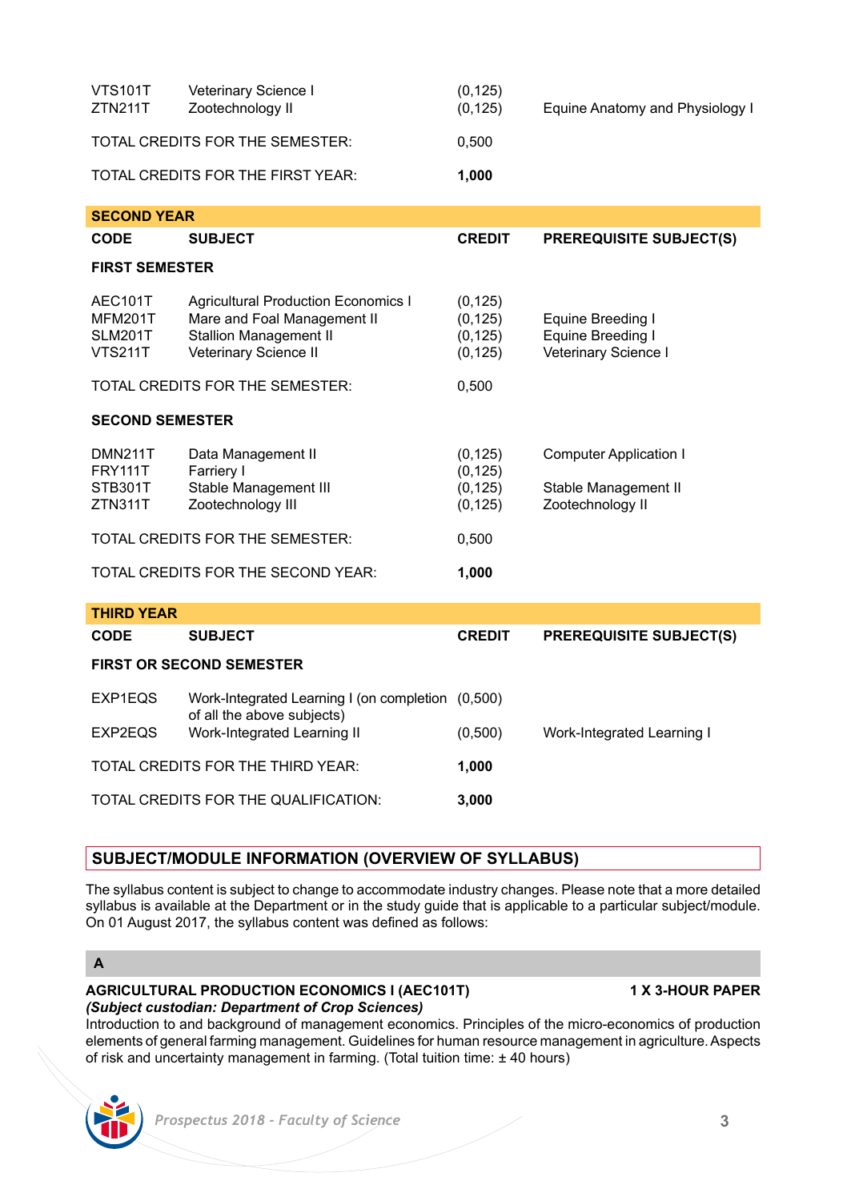| | | | |
|---|---|---|---|
| VTS101T | Veterinary Science I | (0,125) | |
| ZTN211T | Zootechnology II | (0,125) | Equine Anatomy and Physiology I |
| TOTAL CREDITS FOR THE SEMESTER: | | 0,500 | |
| TOTAL CREDITS FOR THE FIRST YEAR: | | **1,000** | |

**SECOND YEAR**

| CODE | SUBJECT | CREDIT | PREREQUISITE SUBJECT(S) |
|---|---|---|---|
| **FIRST SEMESTER** | | | |
| AEC101T | Agricultural Production Economics I | (0,125) | |
| MFM201T | Mare and Foal Management II | (0,125) | Equine Breeding I |
| SLM201T | Stallion Management II | (0,125) | Equine Breeding I |
| VTS211T | Veterinary Science II | (0,125) | Veterinary Science I |
| TOTAL CREDITS FOR THE SEMESTER: | | 0,500 | |
| **SECOND SEMESTER** | | | |
| DMN211T | Data Management II | (0,125) | Computer Application I |
| FRY111T | Farriery I | (0,125) | |
| STB301T | Stable Management III | (0,125) | Stable Management II |
| ZTN311T | Zootechnology III | (0,125) | Zootechnology II |
| TOTAL CREDITS FOR THE SEMESTER: | | 0,500 | |
| TOTAL CREDITS FOR THE SECOND YEAR: | | **1,000** | |

**THIRD YEAR**

| CODE | SUBJECT | CREDIT | PREREQUISITE SUBJECT(S) |
|---|---|---|---|
| **FIRST OR SECOND SEMESTER** | | | |
| EXP1EQS | Work-Integrated Learning I (on completion of all the above subjects) | (0,500) | |
| EXP2EQS | Work-Integrated Learning II | (0,500) | Work-Integrated Learning I |
| TOTAL CREDITS FOR THE THIRD YEAR: | | **1,000** | |
| TOTAL CREDITS FOR THE QUALIFICATION: | | **3,000** | |

## SUBJECT/MODULE INFORMATION (OVERVIEW OF SYLLABUS)

The syllabus content is subject to change to accommodate industry changes. Please note that a more detailed syllabus is available at the Department or in the study guide that is applicable to a particular subject/module. On 01 August 2017, the syllabus content was defined as follows:

### A

**AGRICULTURAL PRODUCTION ECONOMICS I (AEC101T)** **1 X 3-HOUR PAPER**
***(Subject custodian: Department of Crop Sciences)***
Introduction to and background of management economics. Principles of the micro-economics of production elements of general farming management. Guidelines for human resource management in agriculture. Aspects of risk and uncertainty management in farming. (Total tuition time: ± 40 hours)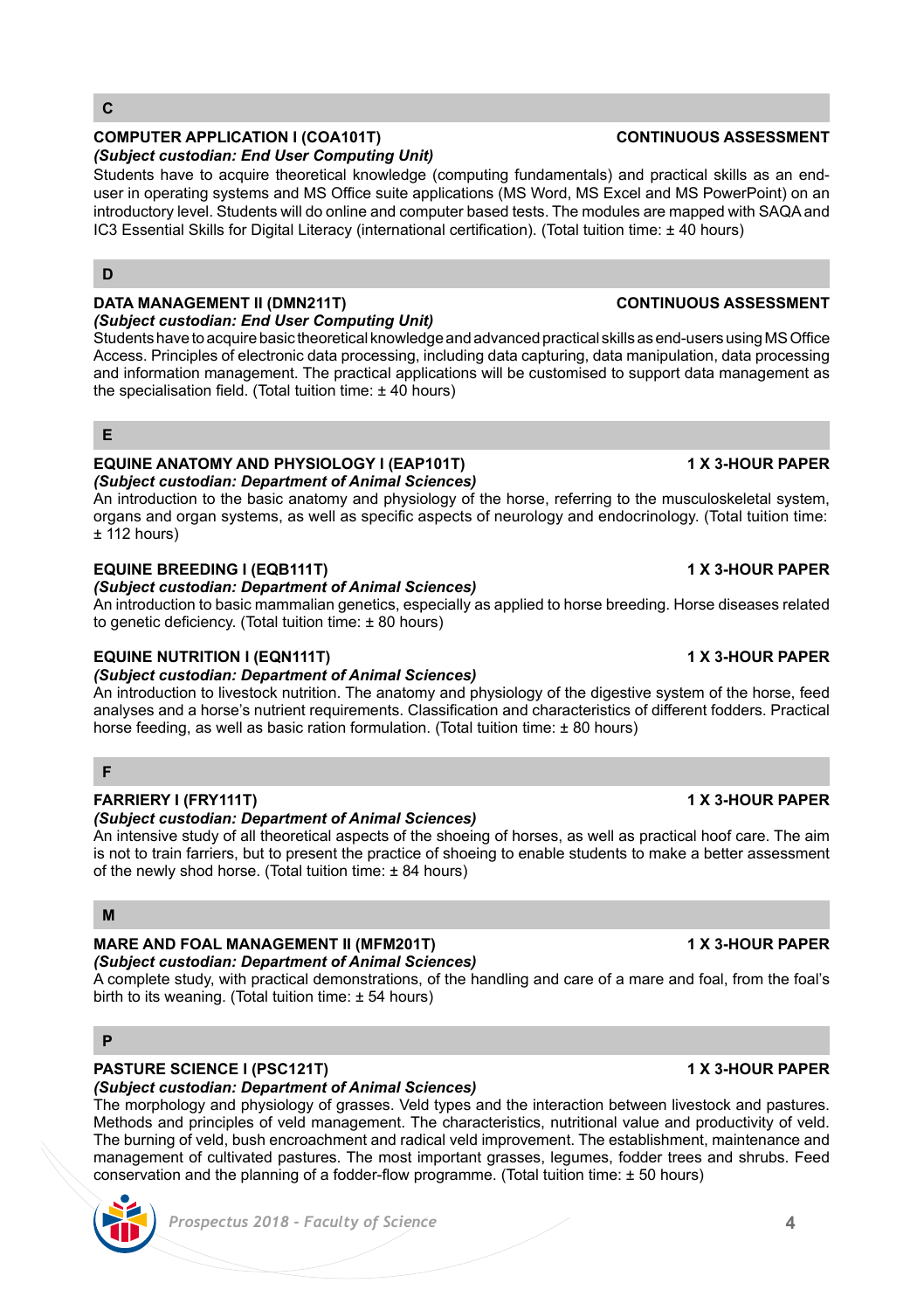## C

### COMPUTER APPLICATION I (COA101T) — CONTINUOUS ASSESSMENT

*(Subject custodian: End User Computing Unit)*

Students have to acquire theoretical knowledge (computing fundamentals) and practical skills as an end-user in operating systems and MS Office suite applications (MS Word, MS Excel and MS PowerPoint) on an introductory level. Students will do online and computer based tests. The modules are mapped with SAQA and IC3 Essential Skills for Digital Literacy (international certification). (Total tuition time: ± 40 hours)

## D

### DATA MANAGEMENT II (DMN211T) — CONTINUOUS ASSESSMENT

*(Subject custodian: End User Computing Unit)*

Students have to acquire basic theoretical knowledge and advanced practical skills as end-users using MS Office Access. Principles of electronic data processing, including data capturing, data manipulation, data processing and information management. The practical applications will be customised to support data management as the specialisation field. (Total tuition time: ± 40 hours)

## E

### EQUINE ANATOMY AND PHYSIOLOGY I (EAP101T) — 1 X 3-HOUR PAPER

*(Subject custodian: Department of Animal Sciences)*

An introduction to the basic anatomy and physiology of the horse, referring to the musculoskeletal system, organs and organ systems, as well as specific aspects of neurology and endocrinology. (Total tuition time: ± 112 hours)

### EQUINE BREEDING I (EQB111T) — 1 X 3-HOUR PAPER

*(Subject custodian: Department of Animal Sciences)*

An introduction to basic mammalian genetics, especially as applied to horse breeding. Horse diseases related to genetic deficiency. (Total tuition time: ± 80 hours)

### EQUINE NUTRITION I (EQN111T) — 1 X 3-HOUR PAPER

*(Subject custodian: Department of Animal Sciences)*

An introduction to livestock nutrition. The anatomy and physiology of the digestive system of the horse, feed analyses and a horse's nutrient requirements. Classification and characteristics of different fodders. Practical horse feeding, as well as basic ration formulation. (Total tuition time: ± 80 hours)

## F

### FARRIERY I (FRY111T) — 1 X 3-HOUR PAPER

*(Subject custodian: Department of Animal Sciences)*

An intensive study of all theoretical aspects of the shoeing of horses, as well as practical hoof care. The aim is not to train farriers, but to present the practice of shoeing to enable students to make a better assessment of the newly shod horse. (Total tuition time: ± 84 hours)

## M

### MARE AND FOAL MANAGEMENT II (MFM201T) — 1 X 3-HOUR PAPER

*(Subject custodian: Department of Animal Sciences)*

A complete study, with practical demonstrations, of the handling and care of a mare and foal, from the foal's birth to its weaning. (Total tuition time: ± 54 hours)

## P

### PASTURE SCIENCE I (PSC121T) — 1 X 3-HOUR PAPER

*(Subject custodian: Department of Animal Sciences)*

The morphology and physiology of grasses. Veld types and the interaction between livestock and pastures. Methods and principles of veld management. The characteristics, nutritional value and productivity of veld. The burning of veld, bush encroachment and radical veld improvement. The establishment, maintenance and management of cultivated pastures. The most important grasses, legumes, fodder trees and shrubs. Feed conservation and the planning of a fodder-flow programme. (Total tuition time: ± 50 hours)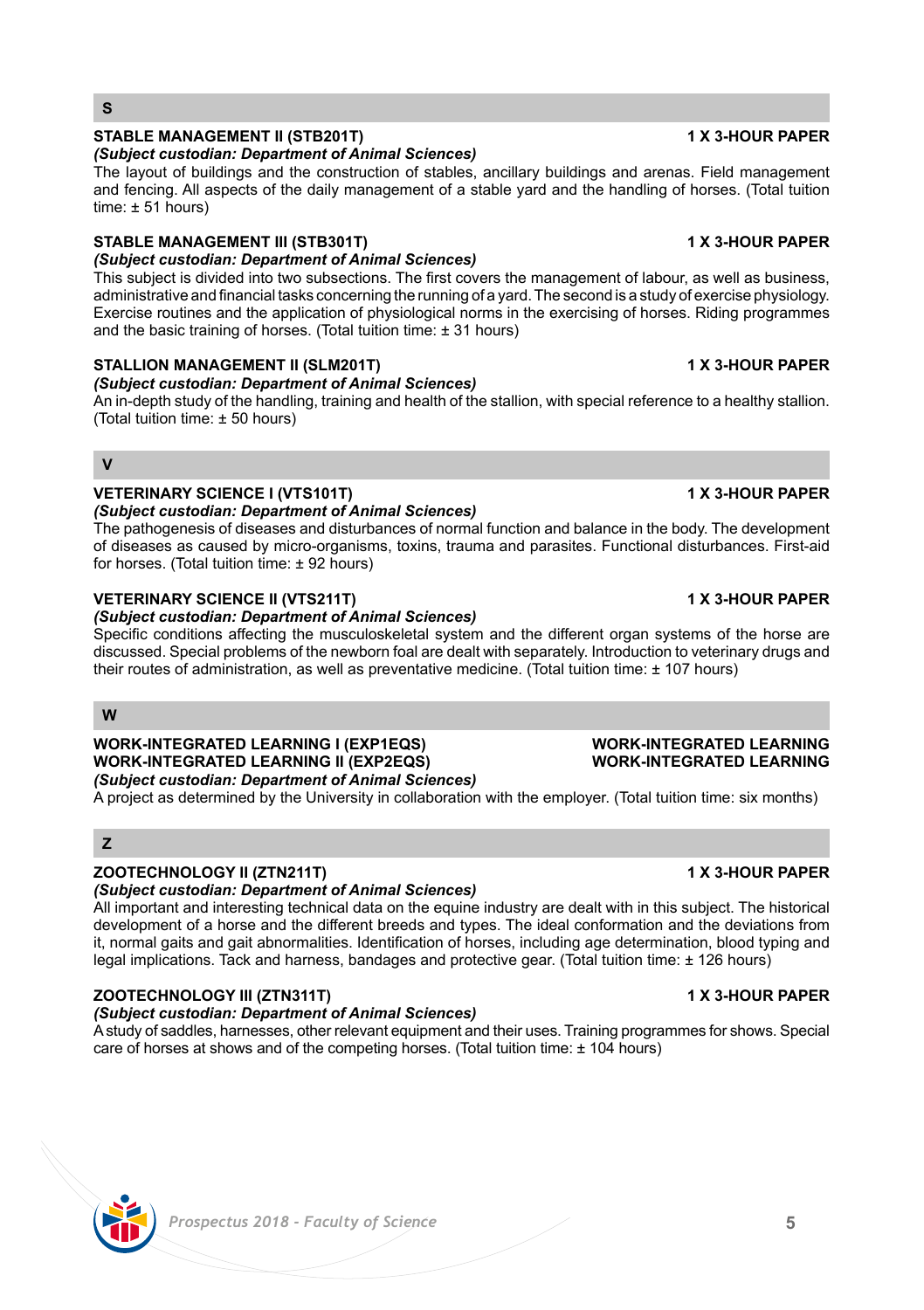## S

### STABLE MANAGEMENT II (STB201T) — 1 X 3-HOUR PAPER

*(Subject custodian: Department of Animal Sciences)*

The layout of buildings and the construction of stables, ancillary buildings and arenas. Field management and fencing. All aspects of the daily management of a stable yard and the handling of horses. (Total tuition time: ± 51 hours)

### STABLE MANAGEMENT III (STB301T) — 1 X 3-HOUR PAPER

*(Subject custodian: Department of Animal Sciences)*

This subject is divided into two subsections. The first covers the management of labour, as well as business, administrative and financial tasks concerning the running of a yard. The second is a study of exercise physiology. Exercise routines and the application of physiological norms in the exercising of horses. Riding programmes and the basic training of horses. (Total tuition time: ± 31 hours)

### STALLION MANAGEMENT II (SLM201T) — 1 X 3-HOUR PAPER

*(Subject custodian: Department of Animal Sciences)*

An in-depth study of the handling, training and health of the stallion, with special reference to a healthy stallion. (Total tuition time: ± 50 hours)

## V

### VETERINARY SCIENCE I (VTS101T) — 1 X 3-HOUR PAPER

*(Subject custodian: Department of Animal Sciences)*

The pathogenesis of diseases and disturbances of normal function and balance in the body. The development of diseases as caused by micro-organisms, toxins, trauma and parasites. Functional disturbances. First-aid for horses. (Total tuition time: ± 92 hours)

### VETERINARY SCIENCE II (VTS211T) — 1 X 3-HOUR PAPER

*(Subject custodian: Department of Animal Sciences)*

Specific conditions affecting the musculoskeletal system and the different organ systems of the horse are discussed. Special problems of the newborn foal are dealt with separately. Introduction to veterinary drugs and their routes of administration, as well as preventative medicine. (Total tuition time: ± 107 hours)

## W

### WORK-INTEGRATED LEARNING I (EXP1EQS) — WORK-INTEGRATED LEARNING
### WORK-INTEGRATED LEARNING II (EXP2EQS) — WORK-INTEGRATED LEARNING

*(Subject custodian: Department of Animal Sciences)*

A project as determined by the University in collaboration with the employer. (Total tuition time: six months)

## Z

### ZOOTECHNOLOGY II (ZTN211T) — 1 X 3-HOUR PAPER

*(Subject custodian: Department of Animal Sciences)*

All important and interesting technical data on the equine industry are dealt with in this subject. The historical development of a horse and the different breeds and types. The ideal conformation and the deviations from it, normal gaits and gait abnormalities. Identification of horses, including age determination, blood typing and legal implications. Tack and harness, bandages and protective gear. (Total tuition time: ± 126 hours)

### ZOOTECHNOLOGY III (ZTN311T) — 1 X 3-HOUR PAPER

*(Subject custodian: Department of Animal Sciences)*

A study of saddles, harnesses, other relevant equipment and their uses. Training programmes for shows. Special care of horses at shows and of the competing horses. (Total tuition time: ± 104 hours)